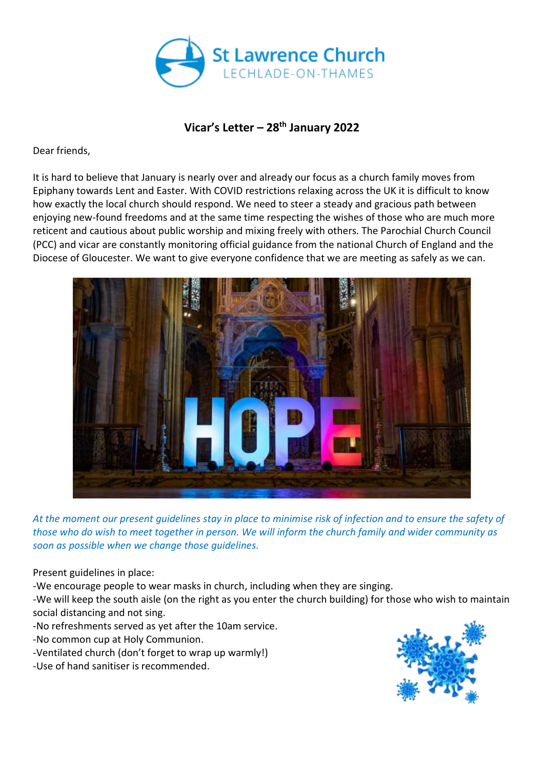St Lawrence Church
LECHLADE-ON-THAMES

# Vicar's Letter – 28th January 2022

Dear friends,

It is hard to believe that January is nearly over and already our focus as a church family moves from Epiphany towards Lent and Easter. With COVID restrictions relaxing across the UK it is difficult to know how exactly the local church should respond. We need to steer a steady and gracious path between enjoying new-found freedoms and at the same time respecting the wishes of those who are much more reticent and cautious about public worship and mixing freely with others. The Parochial Church Council (PCC) and vicar are constantly monitoring official guidance from the national Church of England and the Diocese of Gloucester. We want to give everyone confidence that we are meeting as safely as we can.

*At the moment our present guidelines stay in place to minimise risk of infection and to ensure the safety of those who do wish to meet together in person. We will inform the church family and wider community as soon as possible when we change those guidelines.*

Present guidelines in place:

- We encourage people to wear masks in church, including when they are singing.
- We will keep the south aisle (on the right as you enter the church building) for those who wish to maintain social distancing and not sing.
- No refreshments served as yet after the 10am service.
- No common cup at Holy Communion.
- Ventilated church (don't forget to wrap up warmly!)
- Use of hand sanitiser is recommended.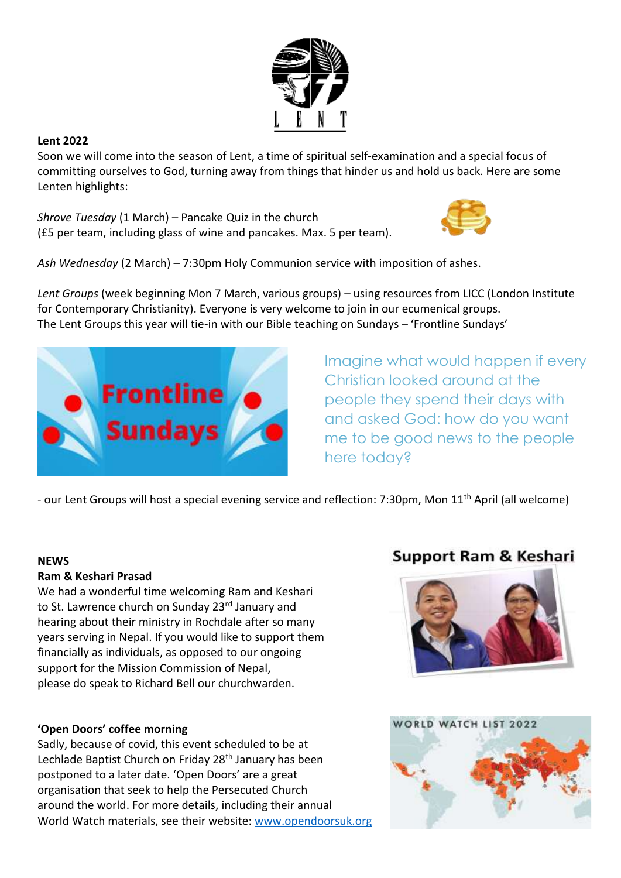**Lent 2022**

Soon we will come into the season of Lent, a time of spiritual self-examination and a special focus of committing ourselves to God, turning away from things that hinder us and hold us back. Here are some Lenten highlights:

*Shrove Tuesday* (1 March) – Pancake Quiz in the church
(£5 per team, including glass of wine and pancakes. Max. 5 per team).

*Ash Wednesday* (2 March) – 7:30pm Holy Communion service with imposition of ashes.

*Lent Groups* (week beginning Mon 7 March, various groups) – using resources from LICC (London Institute for Contemporary Christianity). Everyone is very welcome to join in our ecumenical groups.
The Lent Groups this year will tie-in with our Bible teaching on Sundays – 'Frontline Sundays'

Imagine what would happen if every Christian looked around at the people they spend their days with and asked God: how do you want me to be good news to the people here today?

- our Lent Groups will host a special evening service and reflection: 7:30pm, Mon 11th April (all welcome)

**NEWS**

**Ram & Keshari Prasad**

We had a wonderful time welcoming Ram and Keshari to St. Lawrence church on Sunday 23rd January and hearing about their ministry in Rochdale after so many years serving in Nepal. If you would like to support them financially as individuals, as opposed to our ongoing support for the Mission Commission of Nepal, please do speak to Richard Bell our churchwarden.

**'Open Doors' coffee morning**

Sadly, because of covid, this event scheduled to be at Lechlade Baptist Church on Friday 28th January has been postponed to a later date. 'Open Doors' are a great organisation that seek to help the Persecuted Church around the world. For more details, including their annual World Watch materials, see their website: www.opendoorsuk.org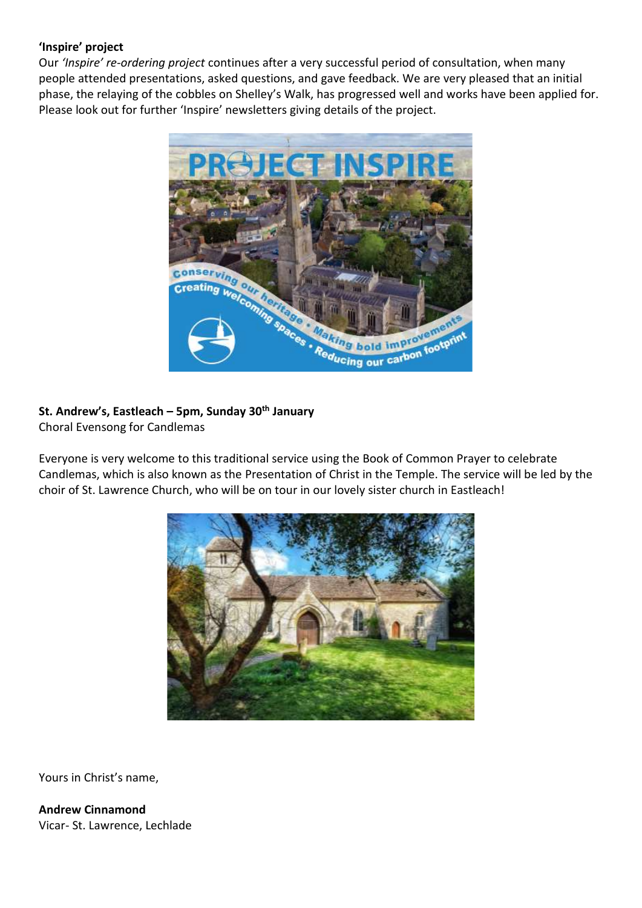**'Inspire' project**

Our *'Inspire' re-ordering project* continues after a very successful period of consultation, when many people attended presentations, asked questions, and gave feedback. We are very pleased that an initial phase, the relaying of the cobbles on Shelley's Walk, has progressed well and works have been applied for. Please look out for further 'Inspire' newsletters giving details of the project.

**St. Andrew's, Eastleach – 5pm, Sunday 30th January**

Choral Evensong for Candlemas

Everyone is very welcome to this traditional service using the Book of Common Prayer to celebrate Candlemas, which is also known as the Presentation of Christ in the Temple. The service will be led by the choir of St. Lawrence Church, who will be on tour in our lovely sister church in Eastleach!

Yours in Christ's name,

**Andrew Cinnamond**
Vicar- St. Lawrence, Lechlade